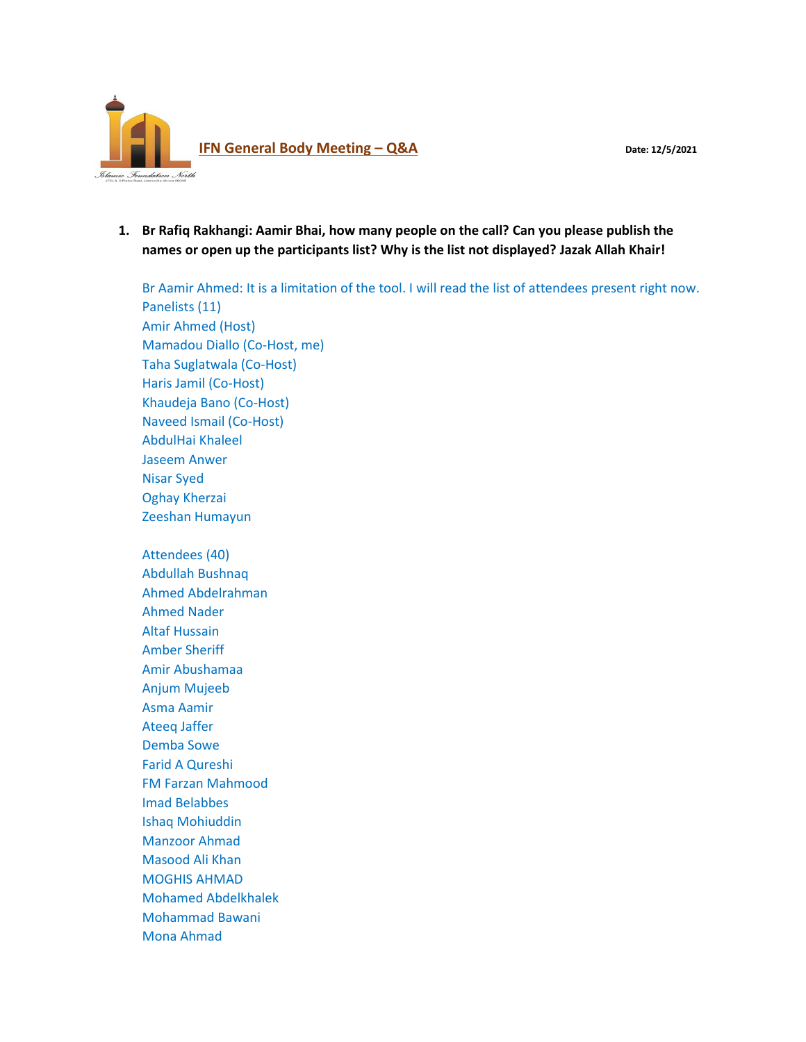# IFN General Body Meeting – Q&A

**Date: 12/5/2021**

1. **Br Rafiq Rakhangi: Aamir Bhai, how many people on the call? Can you please publish the names or open up the participants list? Why is the list not displayed? Jazak Allah Khair!**

   Br Aamir Ahmed: It is a limitation of the tool. I will read the list of attendees present right now.
   Panelists (11)
   Amir Ahmed (Host)
   Mamadou Diallo (Co-Host, me)
   Taha Suglatwala (Co-Host)
   Haris Jamil (Co-Host)
   Khaudeja Bano (Co-Host)
   Naveed Ismail (Co-Host)
   AbdulHai Khaleel
   Jaseem Anwer
   Nisar Syed
   Oghay Kherzai
   Zeeshan Humayun

   Attendees (40)
   Abdullah Bushnaq
   Ahmed Abdelrahman
   Ahmed Nader
   Altaf Hussain
   Amber Sheriff
   Amir Abushamaa
   Anjum Mujeeb
   Asma Aamir
   Ateeq Jaffer
   Demba Sowe
   Farid A Qureshi
   FM Farzan Mahmood
   Imad Belabbes
   Ishaq Mohiuddin
   Manzoor Ahmad
   Masood Ali Khan
   MOGHIS AHMAD
   Mohamed Abdelkhalek
   Mohammad Bawani
   Mona Ahmad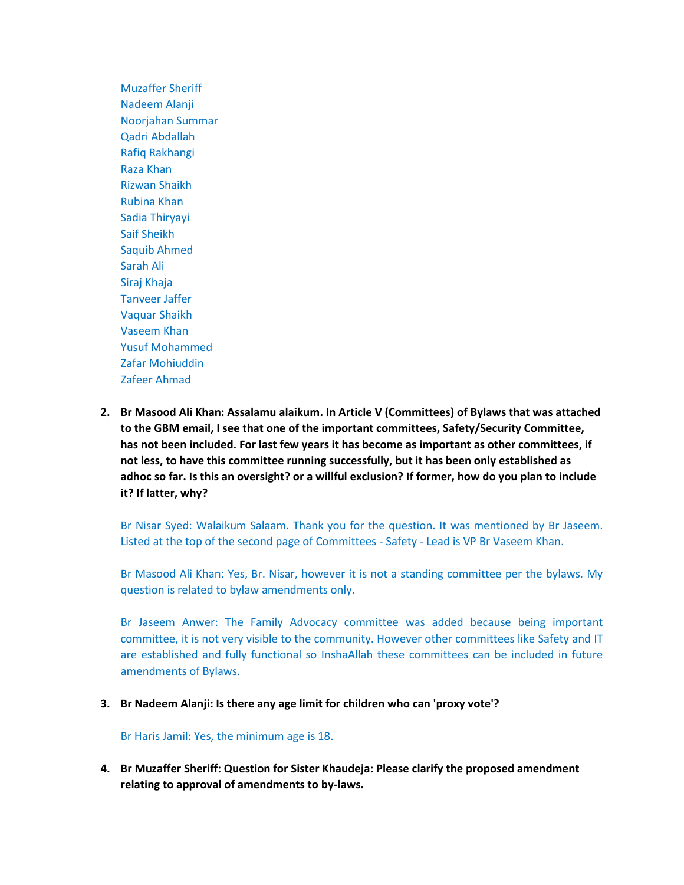Muzaffer Sheriff
Nadeem Alanji
Noorjahan Summar
Qadri Abdallah
Rafiq Rakhangi
Raza Khan
Rizwan Shaikh
Rubina Khan
Sadia Thiryayi
Saif Sheikh
Saquib Ahmed
Sarah Ali
Siraj Khaja
Tanveer Jaffer
Vaquar Shaikh
Vaseem Khan
Yusuf Mohammed
Zafar Mohiuddin
Zafeer Ahmad

2. **Br Masood Ali Khan: Assalamu alaikum. In Article V (Committees) of Bylaws that was attached to the GBM email, I see that one of the important committees, Safety/Security Committee, has not been included. For last few years it has become as important as other committees, if not less, to have this committee running successfully, but it has been only established as adhoc so far. Is this an oversight? or a willful exclusion? If former, how do you plan to include it? If latter, why?**

   Br Nisar Syed: Walaikum Salaam. Thank you for the question. It was mentioned by Br Jaseem. Listed at the top of the second page of Committees - Safety - Lead is VP Br Vaseem Khan.

   Br Masood Ali Khan: Yes, Br. Nisar, however it is not a standing committee per the bylaws. My question is related to bylaw amendments only.

   Br Jaseem Anwer: The Family Advocacy committee was added because being important committee, it is not very visible to the community. However other committees like Safety and IT are established and fully functional so InshaAllah these committees can be included in future amendments of Bylaws.

3. **Br Nadeem Alanji: Is there any age limit for children who can 'proxy vote'?**

   Br Haris Jamil: Yes, the minimum age is 18.

4. **Br Muzaffer Sheriff: Question for Sister Khaudeja: Please clarify the proposed amendment relating to approval of amendments to by-laws.**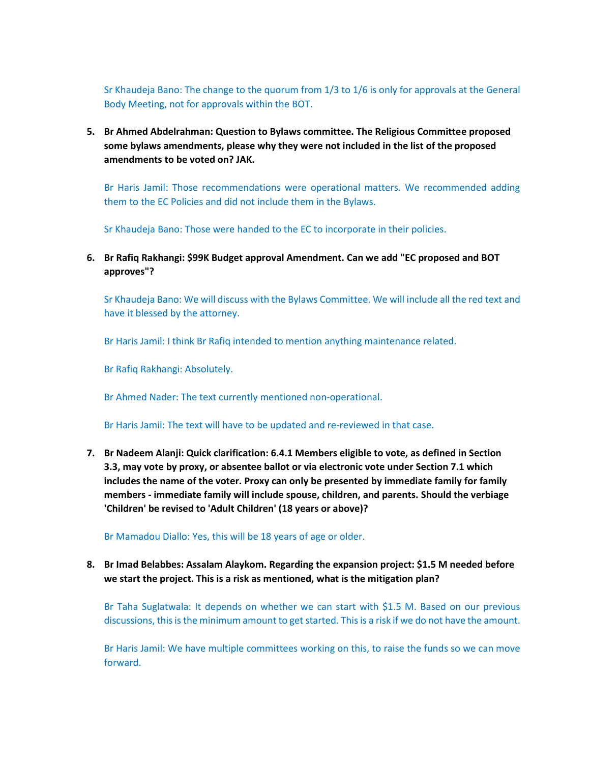Sr Khaudeja Bano: The change to the quorum from 1/3 to 1/6 is only for approvals at the General Body Meeting, not for approvals within the BOT.

5. **Br Ahmed Abdelrahman: Question to Bylaws committee. The Religious Committee proposed some bylaws amendments, please why they were not included in the list of the proposed amendments to be voted on? JAK.**

   Br Haris Jamil: Those recommendations were operational matters. We recommended adding them to the EC Policies and did not include them in the Bylaws.

   Sr Khaudeja Bano: Those were handed to the EC to incorporate in their policies.

6. **Br Rafiq Rakhangi: $99K Budget approval Amendment. Can we add "EC proposed and BOT approves"?**

   Sr Khaudeja Bano: We will discuss with the Bylaws Committee. We will include all the red text and have it blessed by the attorney.

   Br Haris Jamil: I think Br Rafiq intended to mention anything maintenance related.

   Br Rafiq Rakhangi: Absolutely.

   Br Ahmed Nader: The text currently mentioned non-operational.

   Br Haris Jamil: The text will have to be updated and re-reviewed in that case.

7. **Br Nadeem Alanji: Quick clarification: 6.4.1 Members eligible to vote, as defined in Section 3.3, may vote by proxy, or absentee ballot or via electronic vote under Section 7.1 which includes the name of the voter. Proxy can only be presented by immediate family for family members - immediate family will include spouse, children, and parents. Should the verbiage 'Children' be revised to 'Adult Children' (18 years or above)?**

   Br Mamadou Diallo: Yes, this will be 18 years of age or older.

8. **Br Imad Belabbes: Assalam Alaykom. Regarding the expansion project: $1.5 M needed before we start the project. This is a risk as mentioned, what is the mitigation plan?**

   Br Taha Suglatwala: It depends on whether we can start with $1.5 M. Based on our previous discussions, this is the minimum amount to get started. This is a risk if we do not have the amount.

   Br Haris Jamil: We have multiple committees working on this, to raise the funds so we can move forward.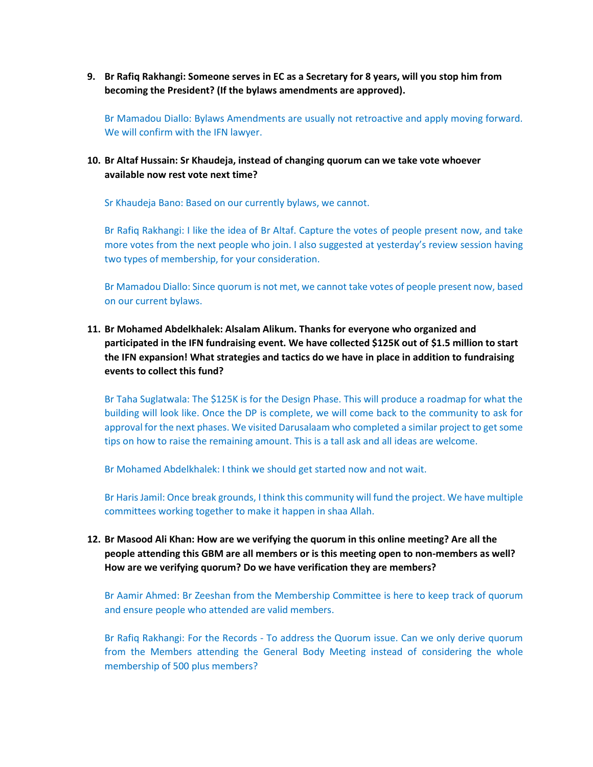9. **Br Rafiq Rakhangi: Someone serves in EC as a Secretary for 8 years, will you stop him from becoming the President? (If the bylaws amendments are approved).**

   Br Mamadou Diallo: Bylaws Amendments are usually not retroactive and apply moving forward. We will confirm with the IFN lawyer.

10. **Br Altaf Hussain: Sr Khaudeja, instead of changing quorum can we take vote whoever available now rest vote next time?**

    Sr Khaudeja Bano: Based on our currently bylaws, we cannot.

    Br Rafiq Rakhangi: I like the idea of Br Altaf. Capture the votes of people present now, and take more votes from the next people who join. I also suggested at yesterday's review session having two types of membership, for your consideration.

    Br Mamadou Diallo: Since quorum is not met, we cannot take votes of people present now, based on our current bylaws.

11. **Br Mohamed Abdelkhalek: Alsalam Alikum. Thanks for everyone who organized and participated in the IFN fundraising event. We have collected $125K out of $1.5 million to start the IFN expansion! What strategies and tactics do we have in place in addition to fundraising events to collect this fund?**

    Br Taha Suglatwala: The $125K is for the Design Phase. This will produce a roadmap for what the building will look like. Once the DP is complete, we will come back to the community to ask for approval for the next phases. We visited Darusalaam who completed a similar project to get some tips on how to raise the remaining amount. This is a tall ask and all ideas are welcome.

    Br Mohamed Abdelkhalek: I think we should get started now and not wait.

    Br Haris Jamil: Once break grounds, I think this community will fund the project. We have multiple committees working together to make it happen in shaa Allah.

12. **Br Masood Ali Khan: How are we verifying the quorum in this online meeting? Are all the people attending this GBM are all members or is this meeting open to non-members as well? How are we verifying quorum? Do we have verification they are members?**

    Br Aamir Ahmed: Br Zeeshan from the Membership Committee is here to keep track of quorum and ensure people who attended are valid members.

    Br Rafiq Rakhangi: For the Records - To address the Quorum issue. Can we only derive quorum from the Members attending the General Body Meeting instead of considering the whole membership of 500 plus members?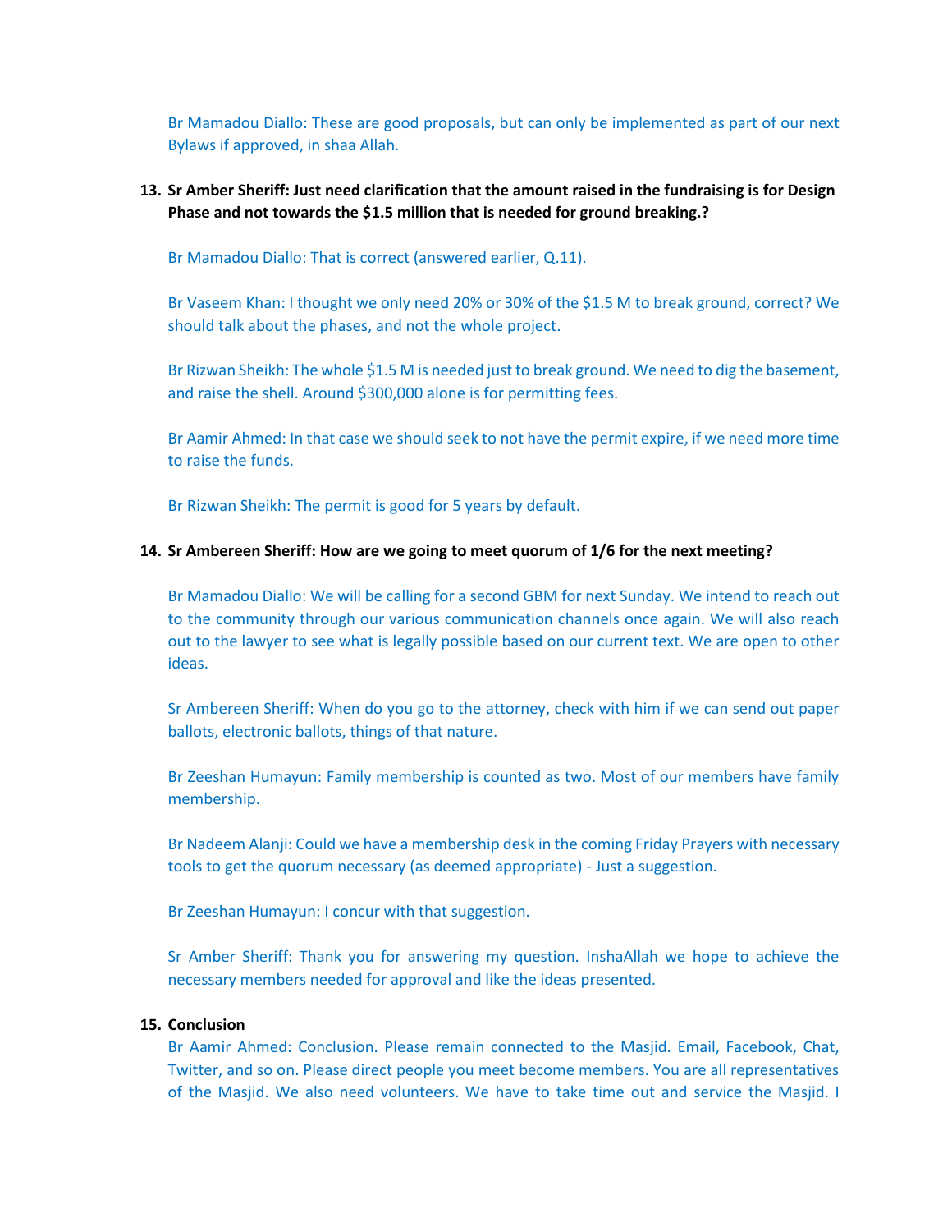Br Mamadou Diallo: These are good proposals, but can only be implemented as part of our next Bylaws if approved, in shaa Allah.

13. **Sr Amber Sheriff: Just need clarification that the amount raised in the fundraising is for Design Phase and not towards the $1.5 million that is needed for ground breaking.?**

    Br Mamadou Diallo: That is correct (answered earlier, Q.11).

    Br Vaseem Khan: I thought we only need 20% or 30% of the $1.5 M to break ground, correct? We should talk about the phases, and not the whole project.

    Br Rizwan Sheikh: The whole $1.5 M is needed just to break ground. We need to dig the basement, and raise the shell. Around $300,000 alone is for permitting fees.

    Br Aamir Ahmed: In that case we should seek to not have the permit expire, if we need more time to raise the funds.

    Br Rizwan Sheikh: The permit is good for 5 years by default.

14. **Sr Ambereen Sheriff: How are we going to meet quorum of 1/6 for the next meeting?**

    Br Mamadou Diallo: We will be calling for a second GBM for next Sunday. We intend to reach out to the community through our various communication channels once again. We will also reach out to the lawyer to see what is legally possible based on our current text. We are open to other ideas.

    Sr Ambereen Sheriff: When do you go to the attorney, check with him if we can send out paper ballots, electronic ballots, things of that nature.

    Br Zeeshan Humayun: Family membership is counted as two. Most of our members have family membership.

    Br Nadeem Alanji: Could we have a membership desk in the coming Friday Prayers with necessary tools to get the quorum necessary (as deemed appropriate) - Just a suggestion.

    Br Zeeshan Humayun: I concur with that suggestion.

    Sr Amber Sheriff: Thank you for answering my question. InshaAllah we hope to achieve the necessary members needed for approval and like the ideas presented.

15. **Conclusion**

    Br Aamir Ahmed: Conclusion. Please remain connected to the Masjid. Email, Facebook, Chat, Twitter, and so on. Please direct people you meet become members. You are all representatives of the Masjid. We also need volunteers. We have to take time out and service the Masjid. I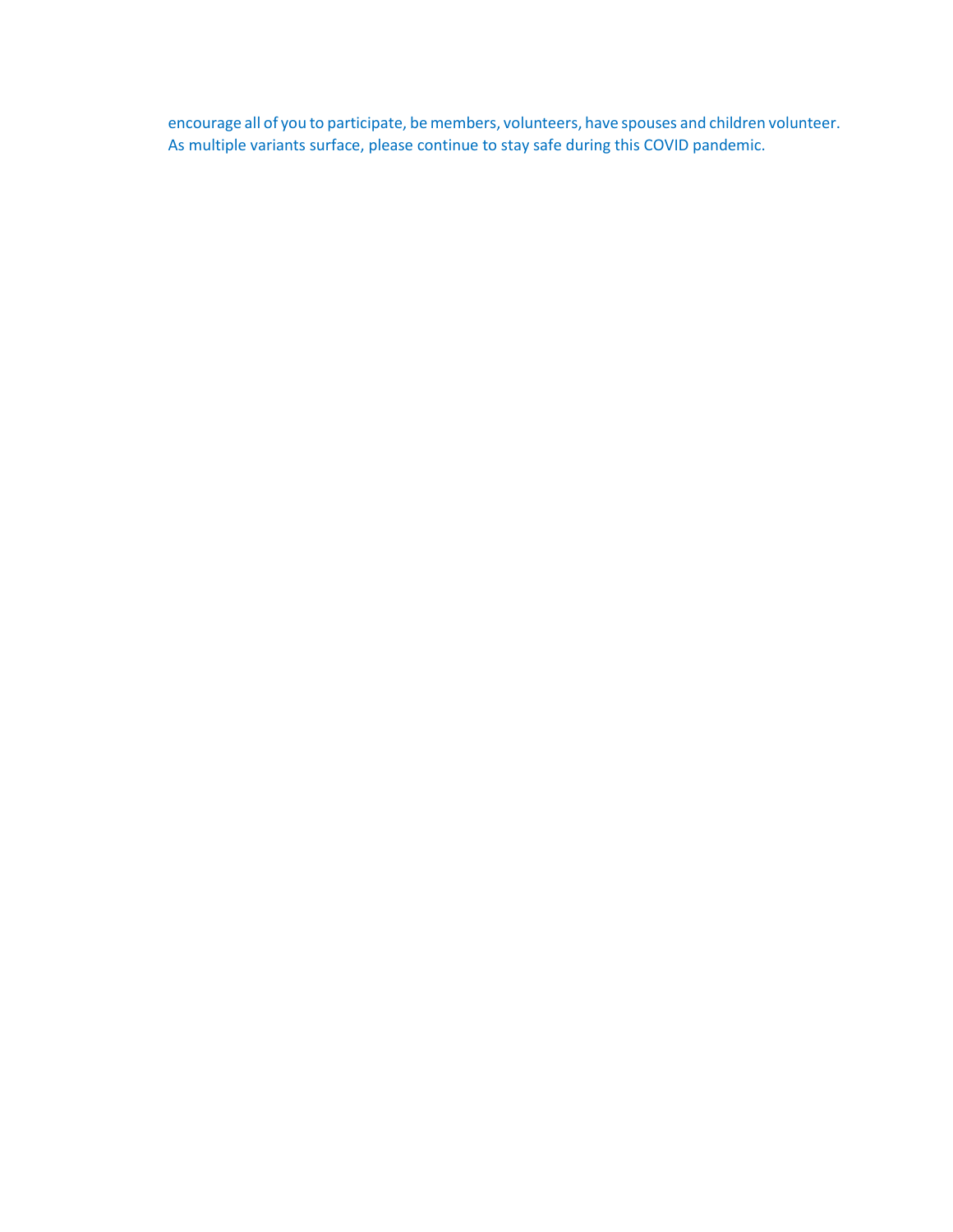encourage all of you to participate, be members, volunteers, have spouses and children volunteer. As multiple variants surface, please continue to stay safe during this COVID pandemic.